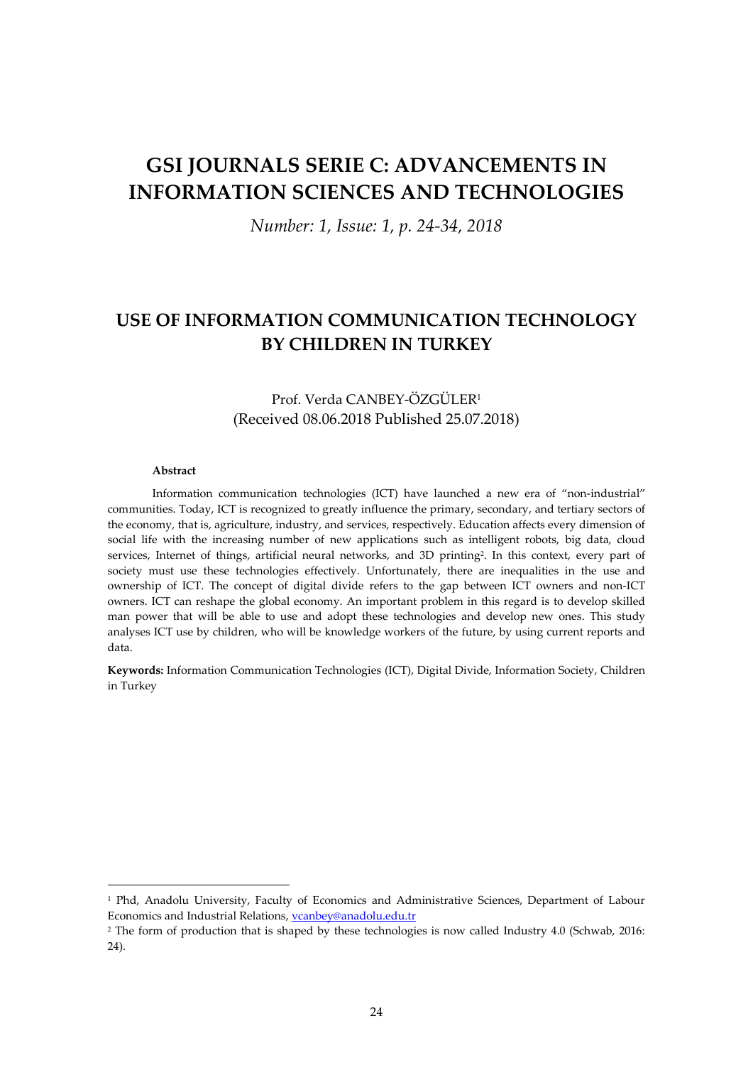# GSI JOURNALS SERIE C: ADVANCEMENTS IN INFORMATION SCIENCES AND TECHNOLOGIES

*Number: 1, Issue: 1, p. 24-34, 2018*

## USE OF INFORMATION COMMUNICATION TECHNOLOGY BY CHILDREN IN TURKEY

Prof. Verda CANBEY-ÖZGÜLER[1]

(Received 08.06.2018 Published 25.07.2018)

**Abstract**

Information communication technologies (ICT) have launched a new era of "non-industrial" communities. Today, ICT is recognized to greatly influence the primary, secondary, and tertiary sectors of the economy, that is, agriculture, industry, and services, respectively. Education affects every dimension of social life with the increasing number of new applications such as intelligent robots, big data, cloud services, Internet of things, artificial neural networks, and 3D printing[2]. In this context, every part of society must use these technologies effectively. Unfortunately, there are inequalities in the use and ownership of ICT. The concept of digital divide refers to the gap between ICT owners and non-ICT owners. ICT can reshape the global economy. An important problem in this regard is to develop skilled man power that will be able to use and adopt these technologies and develop new ones. This study analyses ICT use by children, who will be knowledge workers of the future, by using current reports and data.

**Keywords:** Information Communication Technologies (ICT), Digital Divide, Information Society, Children in Turkey

---

[1] Phd, Anadolu University, Faculty of Economics and Administrative Sciences, Department of Labour Economics and Industrial Relations, vcanbey@anadolu.edu.tr

[2] The form of production that is shaped by these technologies is now called Industry 4.0 (Schwab, 2016: 24).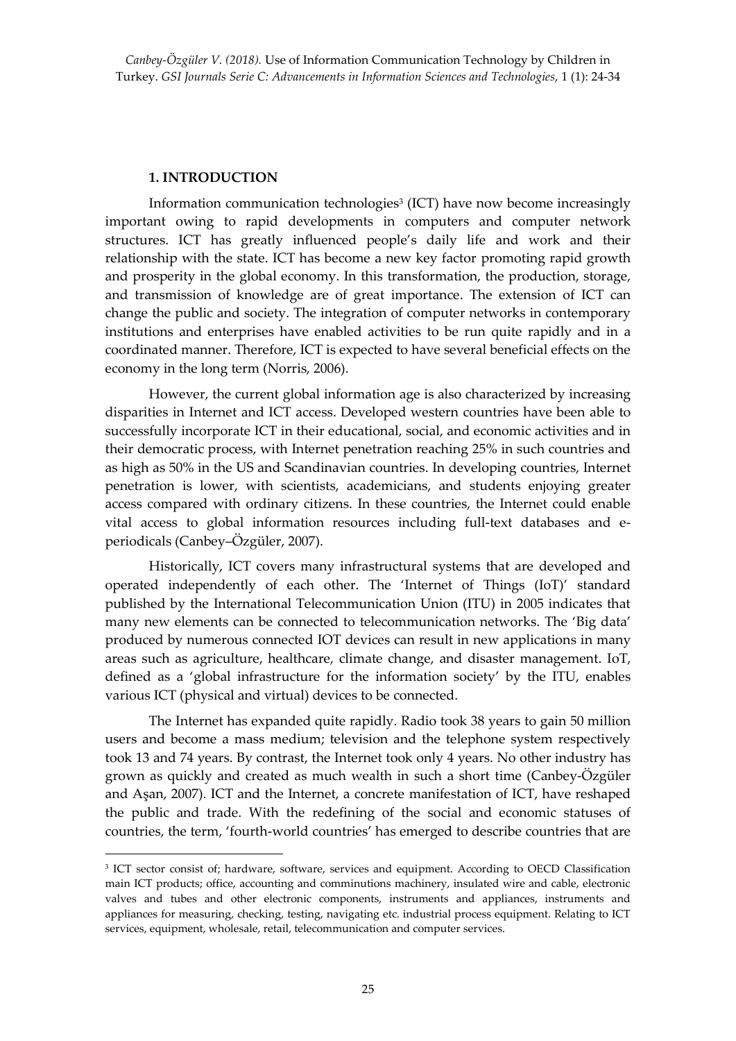## 1. INTRODUCTION

Information communication technologies[3] (ICT) have now become increasingly important owing to rapid developments in computers and computer network structures. ICT has greatly influenced people's daily life and work and their relationship with the state. ICT has become a new key factor promoting rapid growth and prosperity in the global economy. In this transformation, the production, storage, and transmission of knowledge are of great importance. The extension of ICT can change the public and society. The integration of computer networks in contemporary institutions and enterprises have enabled activities to be run quite rapidly and in a coordinated manner. Therefore, ICT is expected to have several beneficial effects on the economy in the long term (Norris, 2006).

However, the current global information age is also characterized by increasing disparities in Internet and ICT access. Developed western countries have been able to successfully incorporate ICT in their educational, social, and economic activities and in their democratic process, with Internet penetration reaching 25% in such countries and as high as 50% in the US and Scandinavian countries. In developing countries, Internet penetration is lower, with scientists, academicians, and students enjoying greater access compared with ordinary citizens. In these countries, the Internet could enable vital access to global information resources including full-text databases and e-periodicals (Canbey–Özgüler, 2007).

Historically, ICT covers many infrastructural systems that are developed and operated independently of each other. The 'Internet of Things (IoT)' standard published by the International Telecommunication Union (ITU) in 2005 indicates that many new elements can be connected to telecommunication networks. The 'Big data' produced by numerous connected IOT devices can result in new applications in many areas such as agriculture, healthcare, climate change, and disaster management. IoT, defined as a 'global infrastructure for the information society' by the ITU, enables various ICT (physical and virtual) devices to be connected.

The Internet has expanded quite rapidly. Radio took 38 years to gain 50 million users and become a mass medium; television and the telephone system respectively took 13 and 74 years. By contrast, the Internet took only 4 years. No other industry has grown as quickly and created as much wealth in such a short time (Canbey-Özgüler and Aşan, 2007). ICT and the Internet, a concrete manifestation of ICT, have reshaped the public and trade. With the redefining of the social and economic statuses of countries, the term, 'fourth-world countries' has emerged to describe countries that are

[3] ICT sector consist of; hardware, software, services and equipment. According to OECD Classification main ICT products; office, accounting and comminutions machinery, insulated wire and cable, electronic valves and tubes and other electronic components, instruments and appliances, instruments and appliances for measuring, checking, testing, navigating etc. industrial process equipment. Relating to ICT services, equipment, wholesale, retail, telecommunication and computer services.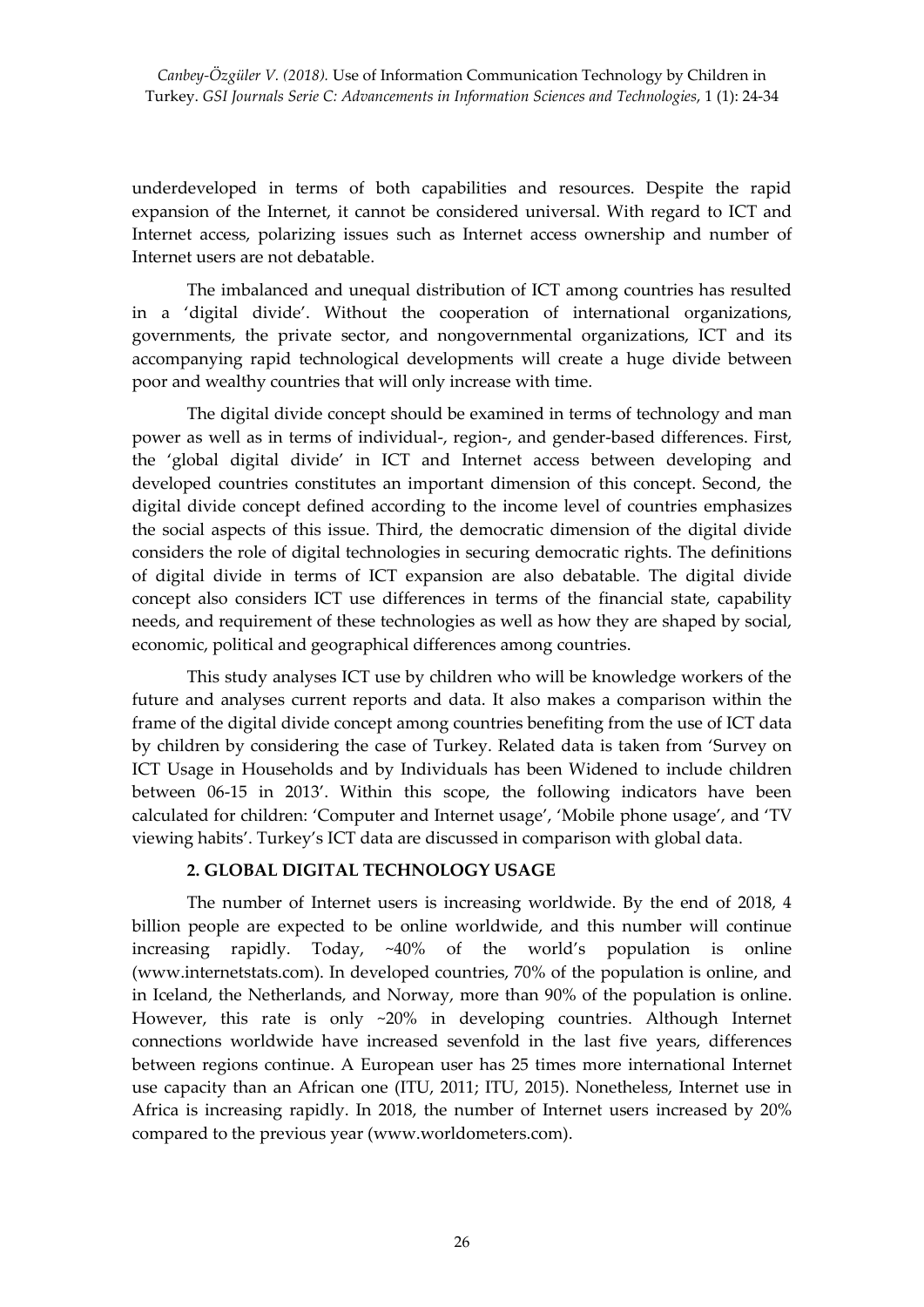underdeveloped in terms of both capabilities and resources. Despite the rapid expansion of the Internet, it cannot be considered universal. With regard to ICT and Internet access, polarizing issues such as Internet access ownership and number of Internet users are not debatable.

The imbalanced and unequal distribution of ICT among countries has resulted in a 'digital divide'. Without the cooperation of international organizations, governments, the private sector, and nongovernmental organizations, ICT and its accompanying rapid technological developments will create a huge divide between poor and wealthy countries that will only increase with time.

The digital divide concept should be examined in terms of technology and man power as well as in terms of individual-, region-, and gender-based differences. First, the 'global digital divide' in ICT and Internet access between developing and developed countries constitutes an important dimension of this concept. Second, the digital divide concept defined according to the income level of countries emphasizes the social aspects of this issue. Third, the democratic dimension of the digital divide considers the role of digital technologies in securing democratic rights. The definitions of digital divide in terms of ICT expansion are also debatable. The digital divide concept also considers ICT use differences in terms of the financial state, capability needs, and requirement of these technologies as well as how they are shaped by social, economic, political and geographical differences among countries.

This study analyses ICT use by children who will be knowledge workers of the future and analyses current reports and data. It also makes a comparison within the frame of the digital divide concept among countries benefiting from the use of ICT data by children by considering the case of Turkey. Related data is taken from 'Survey on ICT Usage in Households and by Individuals has been Widened to include children between 06-15 in 2013'. Within this scope, the following indicators have been calculated for children: 'Computer and Internet usage', 'Mobile phone usage', and 'TV viewing habits'. Turkey's ICT data are discussed in comparison with global data.

## 2. GLOBAL DIGITAL TECHNOLOGY USAGE

The number of Internet users is increasing worldwide. By the end of 2018, 4 billion people are expected to be online worldwide, and this number will continue increasing rapidly. Today, ~40% of the world's population is online (www.internetstats.com). In developed countries, 70% of the population is online, and in Iceland, the Netherlands, and Norway, more than 90% of the population is online. However, this rate is only ~20% in developing countries. Although Internet connections worldwide have increased sevenfold in the last five years, differences between regions continue. A European user has 25 times more international Internet use capacity than an African one (ITU, 2011; ITU, 2015). Nonetheless, Internet use in Africa is increasing rapidly. In 2018, the number of Internet users increased by 20% compared to the previous year (www.worldometers.com).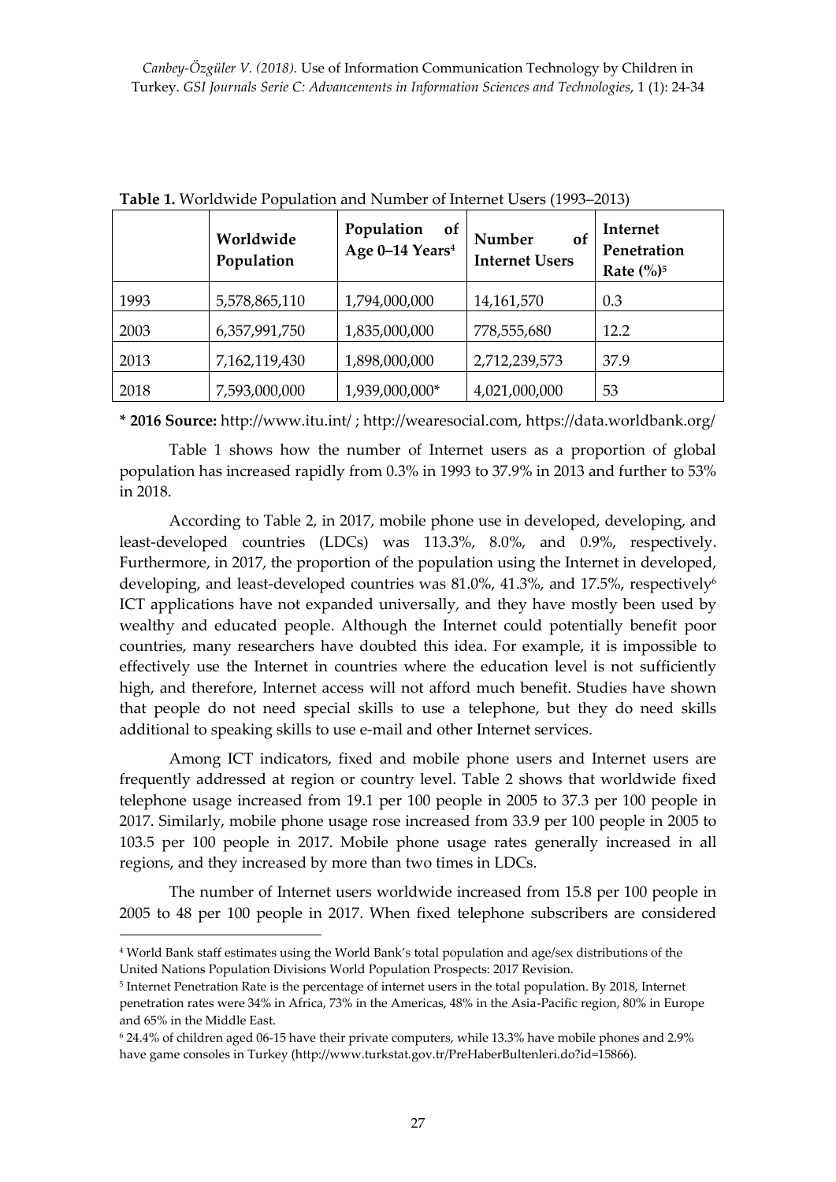**Table 1.** Worldwide Population and Number of Internet Users (1993–2013)

| | Worldwide Population | Population of Age 0–14 Years[4] | Number of Internet Users | Internet Penetration Rate (%)[5] |
|---|---|---|---|---|
| 1993 | 5,578,865,110 | 1,794,000,000 | 14,161,570 | 0.3 |
| 2003 | 6,357,991,750 | 1,835,000,000 | 778,555,680 | 12.2 |
| 2013 | 7,162,119,430 | 1,898,000,000 | 2,712,239,573 | 37.9 |
| 2018 | 7,593,000,000 | 1,939,000,000* | 4,021,000,000 | 53 |

**\* 2016 Source:** http://www.itu.int/ ; http://wearesocial.com, https://data.worldbank.org/

Table 1 shows how the number of Internet users as a proportion of global population has increased rapidly from 0.3% in 1993 to 37.9% in 2013 and further to 53% in 2018.

According to Table 2, in 2017, mobile phone use in developed, developing, and least-developed countries (LDCs) was 113.3%, 8.0%, and 0.9%, respectively. Furthermore, in 2017, the proportion of the population using the Internet in developed, developing, and least-developed countries was 81.0%, 41.3%, and 17.5%, respectively[6] ICT applications have not expanded universally, and they have mostly been used by wealthy and educated people. Although the Internet could potentially benefit poor countries, many researchers have doubted this idea. For example, it is impossible to effectively use the Internet in countries where the education level is not sufficiently high, and therefore, Internet access will not afford much benefit. Studies have shown that people do not need special skills to use a telephone, but they do need skills additional to speaking skills to use e-mail and other Internet services.

Among ICT indicators, fixed and mobile phone users and Internet users are frequently addressed at region or country level. Table 2 shows that worldwide fixed telephone usage increased from 19.1 per 100 people in 2005 to 37.3 per 100 people in 2017. Similarly, mobile phone usage rose increased from 33.9 per 100 people in 2005 to 103.5 per 100 people in 2017. Mobile phone usage rates generally increased in all regions, and they increased by more than two times in LDCs.

The number of Internet users worldwide increased from 15.8 per 100 people in 2005 to 48 per 100 people in 2017. When fixed telephone subscribers are considered

---

[4] World Bank staff estimates using the World Bank's total population and age/sex distributions of the United Nations Population Divisions World Population Prospects: 2017 Revision.

[5] Internet Penetration Rate is the percentage of internet users in the total population. By 2018, Internet penetration rates were 34% in Africa, 73% in the Americas, 48% in the Asia-Pacific region, 80% in Europe and 65% in the Middle East.

[6] 24.4% of children aged 06-15 have their private computers, while 13.3% have mobile phones and 2.9% have game consoles in Turkey (http://www.turkstat.gov.tr/PreHaberBultenleri.do?id=15866).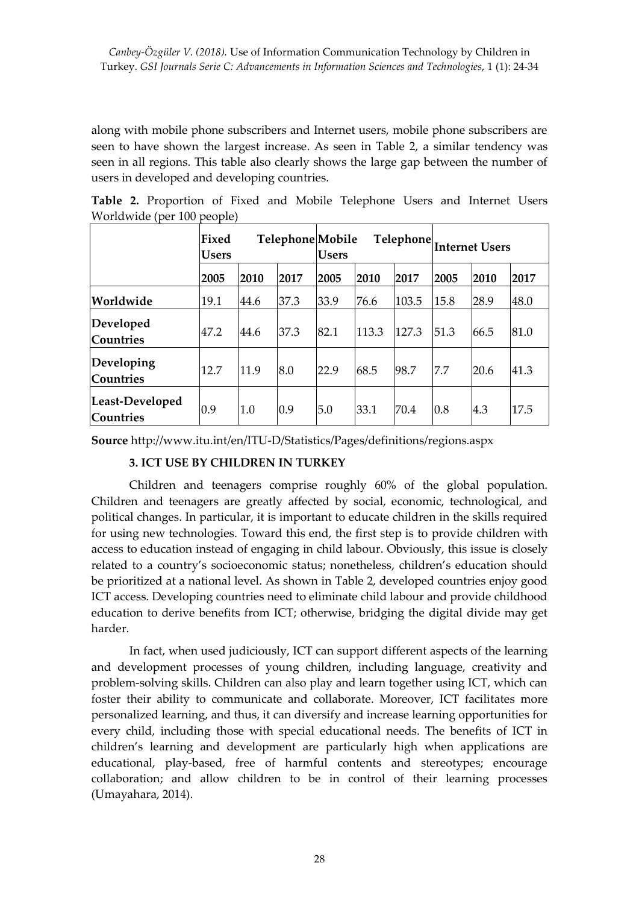along with mobile phone subscribers and Internet users, mobile phone subscribers are seen to have shown the largest increase. As seen in Table 2, a similar tendency was seen in all regions. This table also clearly shows the large gap between the number of users in developed and developing countries.

**Table 2.** Proportion of Fixed and Mobile Telephone Users and Internet Users Worldwide (per 100 people)

| | Fixed Telephone Users | | | Mobile Telephone Users | | | Internet Users | | |
|---|---|---|---|---|---|---|---|---|---|
| | **2005** | **2010** | **2017** | **2005** | **2010** | **2017** | **2005** | **2010** | **2017** |
| **Worldwide** | 19.1 | 44.6 | 37.3 | 33.9 | 76.6 | 103.5 | 15.8 | 28.9 | 48.0 |
| **Developed Countries** | 47.2 | 44.6 | 37.3 | 82.1 | 113.3 | 127.3 | 51.3 | 66.5 | 81.0 |
| **Developing Countries** | 12.7 | 11.9 | 8.0 | 22.9 | 68.5 | 98.7 | 7.7 | 20.6 | 41.3 |
| **Least-Developed Countries** | 0.9 | 1.0 | 0.9 | 5.0 | 33.1 | 70.4 | 0.8 | 4.3 | 17.5 |

**Source** http://www.itu.int/en/ITU-D/Statistics/Pages/definitions/regions.aspx

### 3. ICT USE BY CHILDREN IN TURKEY

Children and teenagers comprise roughly 60% of the global population. Children and teenagers are greatly affected by social, economic, technological, and political changes. In particular, it is important to educate children in the skills required for using new technologies. Toward this end, the first step is to provide children with access to education instead of engaging in child labour. Obviously, this issue is closely related to a country's socioeconomic status; nonetheless, children's education should be prioritized at a national level. As shown in Table 2, developed countries enjoy good ICT access. Developing countries need to eliminate child labour and provide childhood education to derive benefits from ICT; otherwise, bridging the digital divide may get harder.

In fact, when used judiciously, ICT can support different aspects of the learning and development processes of young children, including language, creativity and problem-solving skills. Children can also play and learn together using ICT, which can foster their ability to communicate and collaborate. Moreover, ICT facilitates more personalized learning, and thus, it can diversify and increase learning opportunities for every child, including those with special educational needs. The benefits of ICT in children's learning and development are particularly high when applications are educational, play-based, free of harmful contents and stereotypes; encourage collaboration; and allow children to be in control of their learning processes (Umayahara, 2014).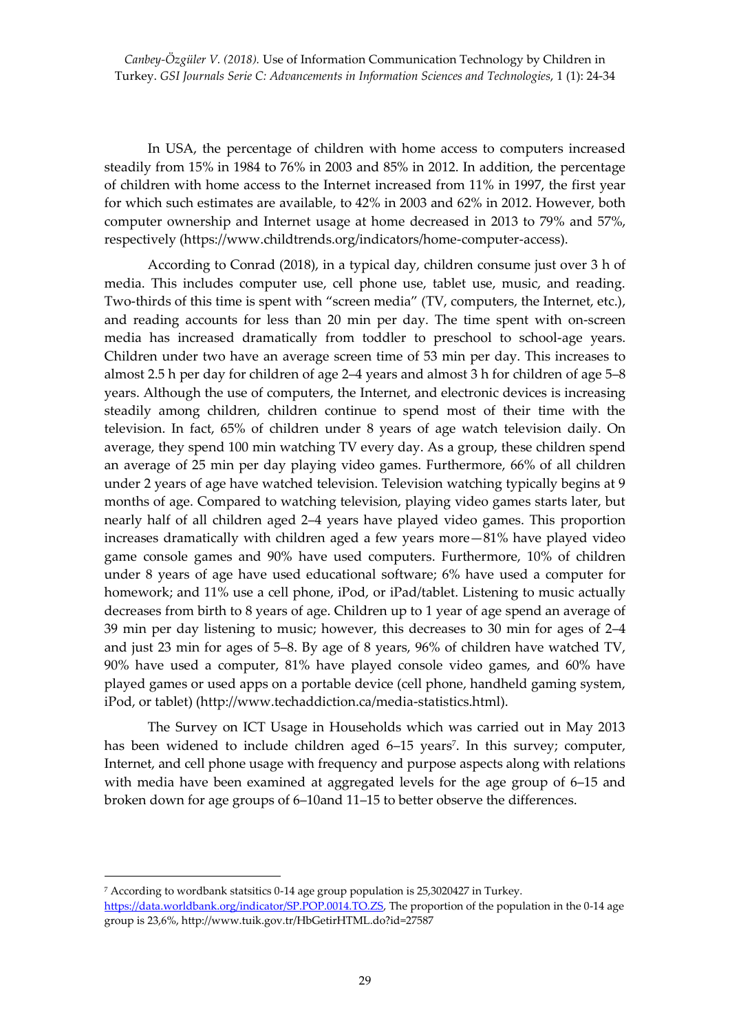In USA, the percentage of children with home access to computers increased steadily from 15% in 1984 to 76% in 2003 and 85% in 2012. In addition, the percentage of children with home access to the Internet increased from 11% in 1997, the first year for which such estimates are available, to 42% in 2003 and 62% in 2012. However, both computer ownership and Internet usage at home decreased in 2013 to 79% and 57%, respectively (https://www.childtrends.org/indicators/home-computer-access).

According to Conrad (2018), in a typical day, children consume just over 3 h of media. This includes computer use, cell phone use, tablet use, music, and reading. Two-thirds of this time is spent with "screen media" (TV, computers, the Internet, etc.), and reading accounts for less than 20 min per day. The time spent with on-screen media has increased dramatically from toddler to preschool to school-age years. Children under two have an average screen time of 53 min per day. This increases to almost 2.5 h per day for children of age 2–4 years and almost 3 h for children of age 5–8 years. Although the use of computers, the Internet, and electronic devices is increasing steadily among children, children continue to spend most of their time with the television. In fact, 65% of children under 8 years of age watch television daily. On average, they spend 100 min watching TV every day. As a group, these children spend an average of 25 min per day playing video games. Furthermore, 66% of all children under 2 years of age have watched television. Television watching typically begins at 9 months of age. Compared to watching television, playing video games starts later, but nearly half of all children aged 2–4 years have played video games. This proportion increases dramatically with children aged a few years more—81% have played video game console games and 90% have used computers. Furthermore, 10% of children under 8 years of age have used educational software; 6% have used a computer for homework; and 11% use a cell phone, iPod, or iPad/tablet. Listening to music actually decreases from birth to 8 years of age. Children up to 1 year of age spend an average of 39 min per day listening to music; however, this decreases to 30 min for ages of 2–4 and just 23 min for ages of 5–8. By age of 8 years, 96% of children have watched TV, 90% have used a computer, 81% have played console video games, and 60% have played games or used apps on a portable device (cell phone, handheld gaming system, iPod, or tablet) (http://www.techaddiction.ca/media-statistics.html).

The Survey on ICT Usage in Households which was carried out in May 2013 has been widened to include children aged 6–15 years[7]. In this survey; computer, Internet, and cell phone usage with frequency and purpose aspects along with relations with media have been examined at aggregated levels for the age group of 6–15 and broken down for age groups of 6–10and 11–15 to better observe the differences.

---

[7] According to wordbank statsitics 0-14 age group population is 25,3020427 in Turkey. https://data.worldbank.org/indicator/SP.POP.0014.TO.ZS, The proportion of the population in the 0-14 age group is 23,6%, http://www.tuik.gov.tr/HbGetirHTML.do?id=27587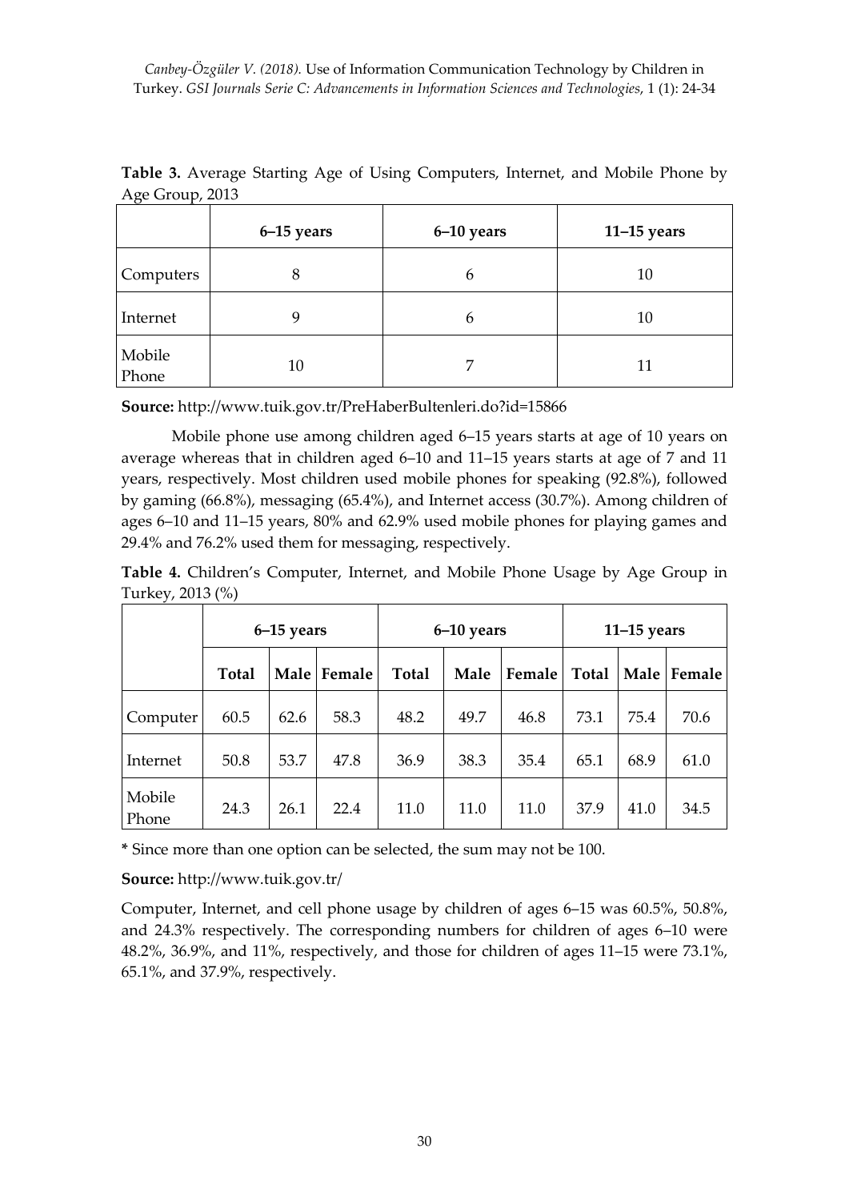**Table 3.** Average Starting Age of Using Computers, Internet, and Mobile Phone by Age Group, 2013

| | 6–15 years | 6–10 years | 11–15 years |
|---|---|---|---|
| Computers | 8 | 6 | 10 |
| Internet | 9 | 6 | 10 |
| Mobile Phone | 10 | 7 | 11 |

**Source:** http://www.tuik.gov.tr/PreHaberBultenleri.do?id=15866

Mobile phone use among children aged 6–15 years starts at age of 10 years on average whereas that in children aged 6–10 and 11–15 years starts at age of 7 and 11 years, respectively. Most children used mobile phones for speaking (92.8%), followed by gaming (66.8%), messaging (65.4%), and Internet access (30.7%). Among children of ages 6–10 and 11–15 years, 80% and 62.9% used mobile phones for playing games and 29.4% and 76.2% used them for messaging, respectively.

**Table 4.** Children's Computer, Internet, and Mobile Phone Usage by Age Group in Turkey, 2013 (%)

| | 6–15 years | | | 6–10 years | | | 11–15 years | | |
|---|---|---|---|---|---|---|---|---|---|
| | **Total** | **Male** | **Female** | **Total** | **Male** | **Female** | **Total** | **Male** | **Female** |
| Computer | 60.5 | 62.6 | 58.3 | 48.2 | 49.7 | 46.8 | 73.1 | 75.4 | 70.6 |
| Internet | 50.8 | 53.7 | 47.8 | 36.9 | 38.3 | 35.4 | 65.1 | 68.9 | 61.0 |
| Mobile Phone | 24.3 | 26.1 | 22.4 | 11.0 | 11.0 | 11.0 | 37.9 | 41.0 | 34.5 |

**\*** Since more than one option can be selected, the sum may not be 100.

**Source:** http://www.tuik.gov.tr/

Computer, Internet, and cell phone usage by children of ages 6–15 was 60.5%, 50.8%, and 24.3% respectively. The corresponding numbers for children of ages 6–10 were 48.2%, 36.9%, and 11%, respectively, and those for children of ages 11–15 were 73.1%, 65.1%, and 37.9%, respectively.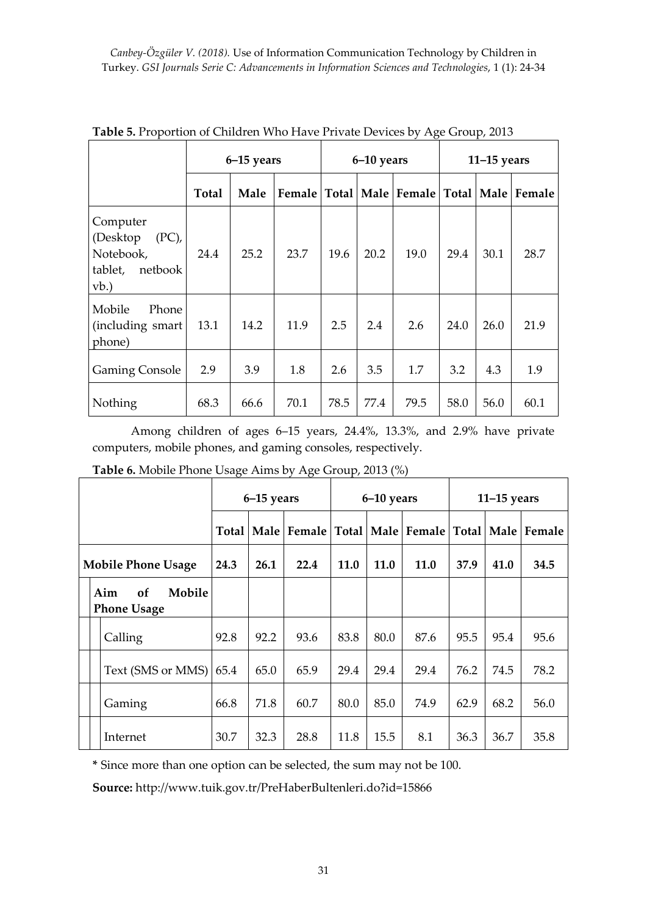**Table 5.** Proportion of Children Who Have Private Devices by Age Group, 2013

| | 6–15 years | | | 6–10 years | | | 11–15 years | | |
|---|---|---|---|---|---|---|---|---|---|
| | Total | Male | Female | Total | Male | Female | Total | Male | Female |
| Computer (Desktop (PC), Notebook, tablet, netbook vb.) | 24.4 | 25.2 | 23.7 | 19.6 | 20.2 | 19.0 | 29.4 | 30.1 | 28.7 |
| Mobile Phone (including smart phone) | 13.1 | 14.2 | 11.9 | 2.5 | 2.4 | 2.6 | 24.0 | 26.0 | 21.9 |
| Gaming Console | 2.9 | 3.9 | 1.8 | 2.6 | 3.5 | 1.7 | 3.2 | 4.3 | 1.9 |
| Nothing | 68.3 | 66.6 | 70.1 | 78.5 | 77.4 | 79.5 | 58.0 | 56.0 | 60.1 |

Among children of ages 6–15 years, 24.4%, 13.3%, and 2.9% have private computers, mobile phones, and gaming consoles, respectively.

**Table 6.** Mobile Phone Usage Aims by Age Group, 2013 (%)

| | 6–15 years | | | 6–10 years | | | 11–15 years | | |
|---|---|---|---|---|---|---|---|---|---|
| | Total | Male | Female | Total | Male | Female | Total | Male | Female |
| **Mobile Phone Usage** | **24.3** | **26.1** | **22.4** | **11.0** | **11.0** | **11.0** | **37.9** | **41.0** | **34.5** |
| **Aim of Mobile Phone Usage** | | | | | | | | | |
| Calling | 92.8 | 92.2 | 93.6 | 83.8 | 80.0 | 87.6 | 95.5 | 95.4 | 95.6 |
| Text (SMS or MMS) | 65.4 | 65.0 | 65.9 | 29.4 | 29.4 | 29.4 | 76.2 | 74.5 | 78.2 |
| Gaming | 66.8 | 71.8 | 60.7 | 80.0 | 85.0 | 74.9 | 62.9 | 68.2 | 56.0 |
| Internet | 30.7 | 32.3 | 28.8 | 11.8 | 15.5 | 8.1 | 36.3 | 36.7 | 35.8 |

**\*** Since more than one option can be selected, the sum may not be 100.

**Source:** http://www.tuik.gov.tr/PreHaberBultenleri.do?id=15866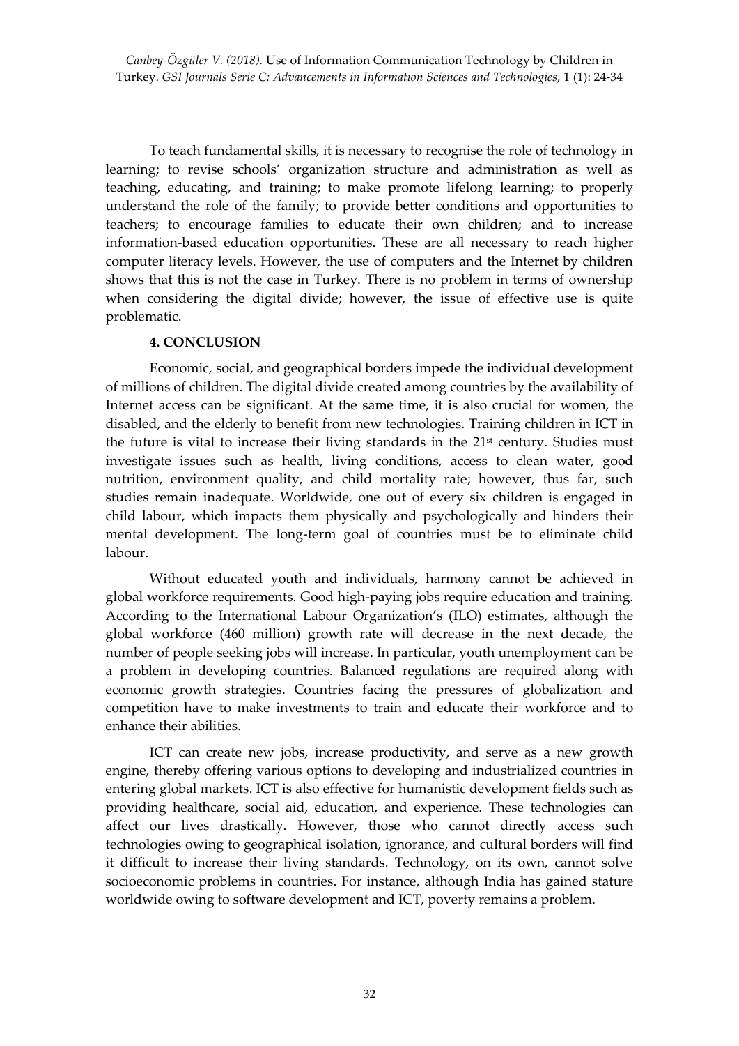To teach fundamental skills, it is necessary to recognise the role of technology in learning; to revise schools' organization structure and administration as well as teaching, educating, and training; to make promote lifelong learning; to properly understand the role of the family; to provide better conditions and opportunities to teachers; to encourage families to educate their own children; and to increase information-based education opportunities. These are all necessary to reach higher computer literacy levels. However, the use of computers and the Internet by children shows that this is not the case in Turkey. There is no problem in terms of ownership when considering the digital divide; however, the issue of effective use is quite problematic.

## 4. CONCLUSION

Economic, social, and geographical borders impede the individual development of millions of children. The digital divide created among countries by the availability of Internet access can be significant. At the same time, it is also crucial for women, the disabled, and the elderly to benefit from new technologies. Training children in ICT in the future is vital to increase their living standards in the 21st century. Studies must investigate issues such as health, living conditions, access to clean water, good nutrition, environment quality, and child mortality rate; however, thus far, such studies remain inadequate. Worldwide, one out of every six children is engaged in child labour, which impacts them physically and psychologically and hinders their mental development. The long-term goal of countries must be to eliminate child labour.

Without educated youth and individuals, harmony cannot be achieved in global workforce requirements. Good high-paying jobs require education and training. According to the International Labour Organization's (ILO) estimates, although the global workforce (460 million) growth rate will decrease in the next decade, the number of people seeking jobs will increase. In particular, youth unemployment can be a problem in developing countries. Balanced regulations are required along with economic growth strategies. Countries facing the pressures of globalization and competition have to make investments to train and educate their workforce and to enhance their abilities.

ICT can create new jobs, increase productivity, and serve as a new growth engine, thereby offering various options to developing and industrialized countries in entering global markets. ICT is also effective for humanistic development fields such as providing healthcare, social aid, education, and experience. These technologies can affect our lives drastically. However, those who cannot directly access such technologies owing to geographical isolation, ignorance, and cultural borders will find it difficult to increase their living standards. Technology, on its own, cannot solve socioeconomic problems in countries. For instance, although India has gained stature worldwide owing to software development and ICT, poverty remains a problem.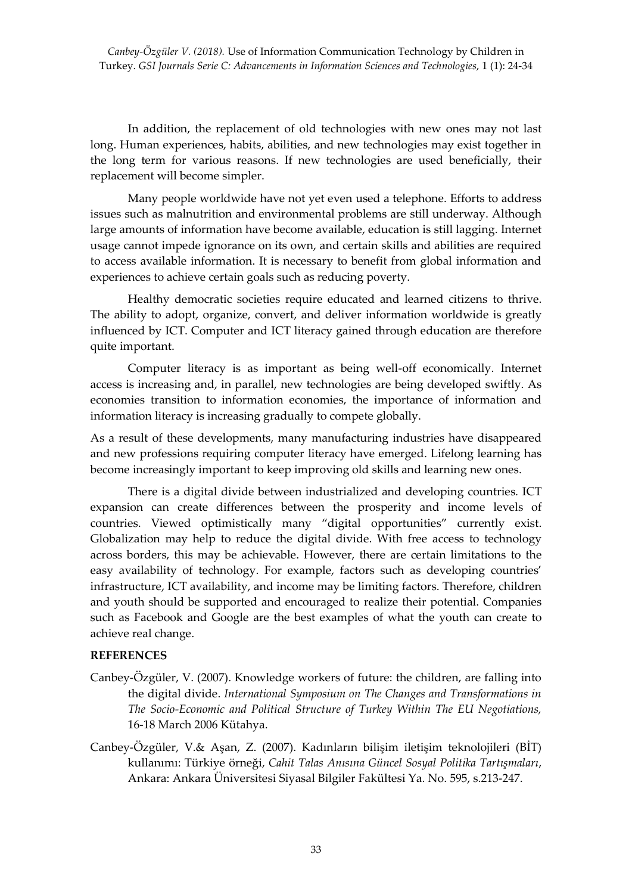In addition, the replacement of old technologies with new ones may not last long. Human experiences, habits, abilities, and new technologies may exist together in the long term for various reasons. If new technologies are used beneficially, their replacement will become simpler.

Many people worldwide have not yet even used a telephone. Efforts to address issues such as malnutrition and environmental problems are still underway. Although large amounts of information have become available, education is still lagging. Internet usage cannot impede ignorance on its own, and certain skills and abilities are required to access available information. It is necessary to benefit from global information and experiences to achieve certain goals such as reducing poverty.

Healthy democratic societies require educated and learned citizens to thrive. The ability to adopt, organize, convert, and deliver information worldwide is greatly influenced by ICT. Computer and ICT literacy gained through education are therefore quite important.

Computer literacy is as important as being well-off economically. Internet access is increasing and, in parallel, new technologies are being developed swiftly. As economies transition to information economies, the importance of information and information literacy is increasing gradually to compete globally.

As a result of these developments, many manufacturing industries have disappeared and new professions requiring computer literacy have emerged. Lifelong learning has become increasingly important to keep improving old skills and learning new ones.

There is a digital divide between industrialized and developing countries. ICT expansion can create differences between the prosperity and income levels of countries. Viewed optimistically many “digital opportunities” currently exist. Globalization may help to reduce the digital divide. With free access to technology across borders, this may be achievable. However, there are certain limitations to the easy availability of technology. For example, factors such as developing countries' infrastructure, ICT availability, and income may be limiting factors. Therefore, children and youth should be supported and encouraged to realize their potential. Companies such as Facebook and Google are the best examples of what the youth can create to achieve real change.

**REFERENCES**

Canbey-Özgüler, V. (2007). Knowledge workers of future: the children, are falling into the digital divide. *International Symposium on The Changes and Transformations in The Socio-Economic and Political Structure of Turkey Within The EU Negotiations,* 16-18 March 2006 Kütahya.

Canbey-Özgüler, V.& Aşan, Z. (2007). Kadınların bilişim iletişim teknolojileri (BİT) kullanımı: Türkiye örneği, *Cahit Talas Anısına Güncel Sosyal Politika Tartışmaları*, Ankara: Ankara Üniversitesi Siyasal Bilgiler Fakültesi Ya. No. 595, s.213-247.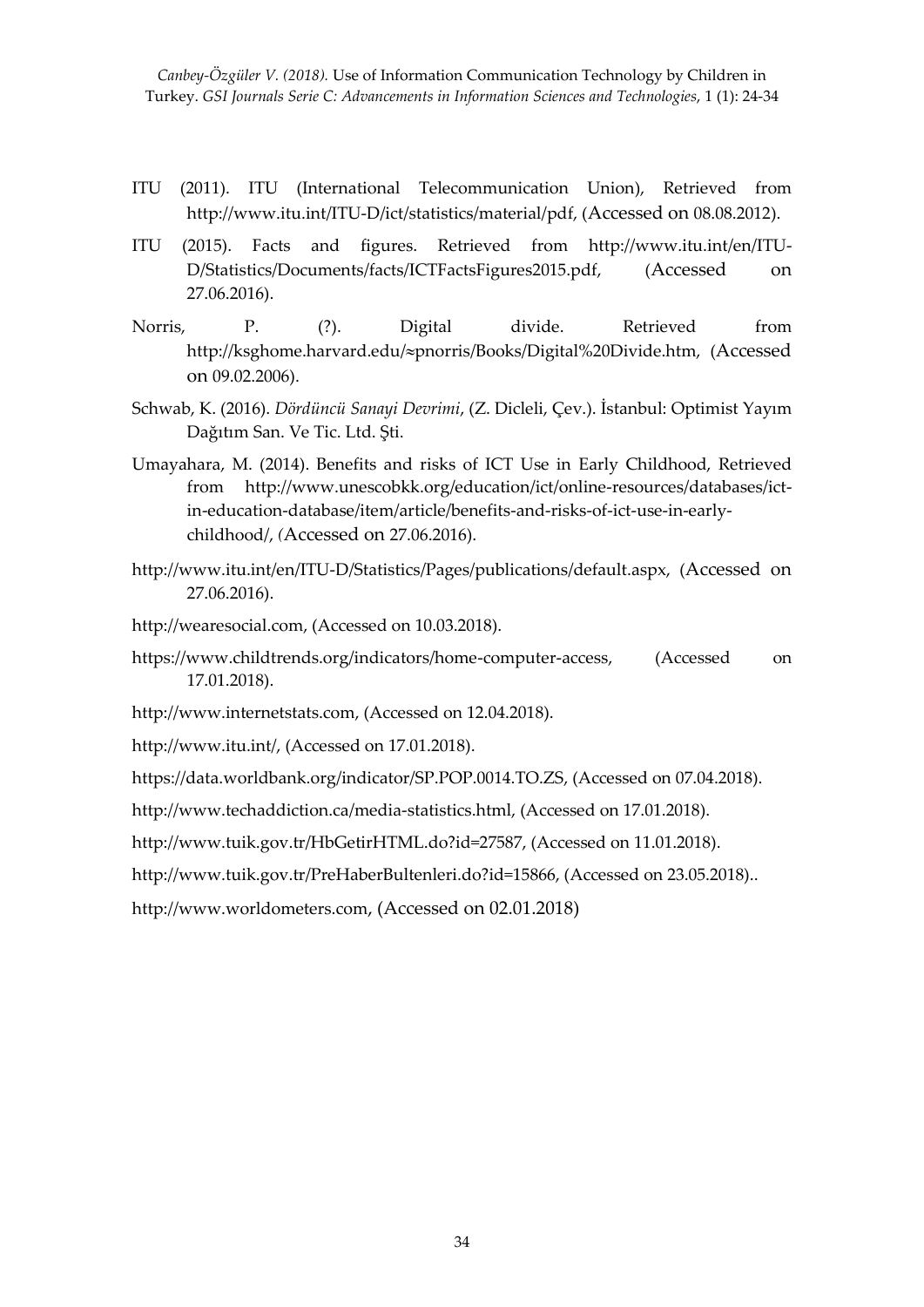ITU (2011). ITU (International Telecommunication Union), Retrieved from http://www.itu.int/ITU-D/ict/statistics/material/pdf, (Accessed on 08.08.2012).

ITU (2015). Facts and figures. Retrieved from http://www.itu.int/en/ITU-D/Statistics/Documents/facts/ICTFactsFigures2015.pdf, (Accessed on 27.06.2016).

Norris, P. (?). Digital divide. Retrieved from http://ksghome.harvard.edu/≈pnorris/Books/Digital%20Divide.htm, (Accessed on 09.02.2006).

Schwab, K. (2016). *Dördüncü Sanayi Devrimi*, (Z. Dicleli, Çev.). İstanbul: Optimist Yayım Dağıtım San. Ve Tic. Ltd. Şti.

Umayahara, M. (2014). Benefits and risks of ICT Use in Early Childhood, Retrieved from http://www.unescobkk.org/education/ict/online-resources/databases/ict-in-education-database/item/article/benefits-and-risks-of-ict-use-in-early-childhood/, (Accessed on 27.06.2016).

http://www.itu.int/en/ITU-D/Statistics/Pages/publications/default.aspx, (Accessed on 27.06.2016).

http://wearesocial.com, (Accessed on 10.03.2018).

https://www.childtrends.org/indicators/home-computer-access, (Accessed on 17.01.2018).

http://www.internetstats.com, (Accessed on 12.04.2018).

http://www.itu.int/, (Accessed on 17.01.2018).

https://data.worldbank.org/indicator/SP.POP.0014.TO.ZS, (Accessed on 07.04.2018).

http://www.techaddiction.ca/media-statistics.html, (Accessed on 17.01.2018).

http://www.tuik.gov.tr/HbGetirHTML.do?id=27587, (Accessed on 11.01.2018).

http://www.tuik.gov.tr/PreHaberBultenleri.do?id=15866, (Accessed on 23.05.2018)..

http://www.worldometers.com, (Accessed on 02.01.2018)